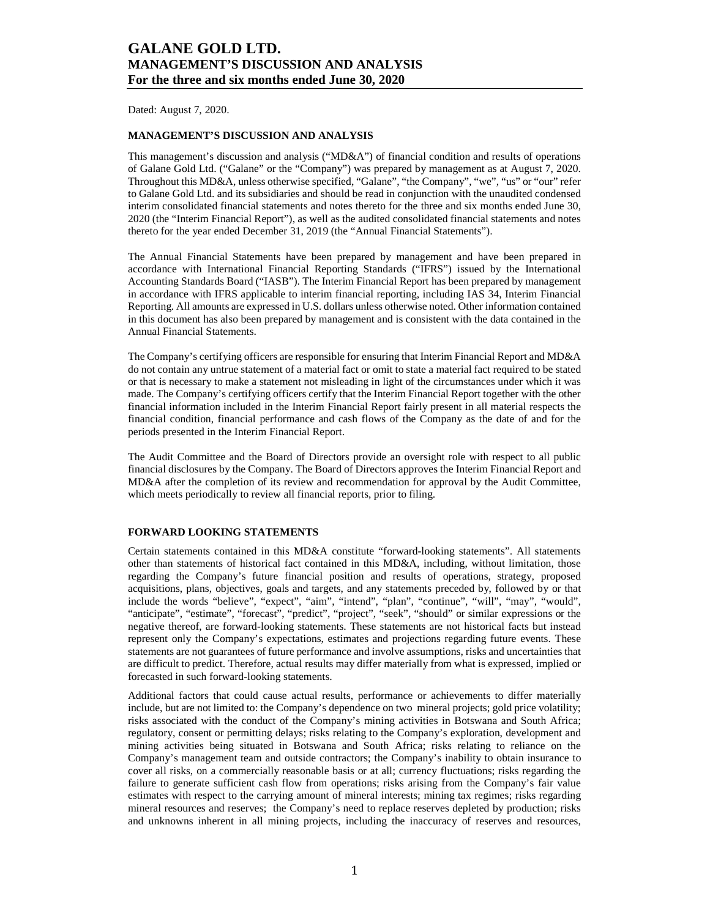# GALANE GOLD LTD.
## MANAGEMENT'S DISCUSSION AND ANALYSIS
### For the three and six months ended June 30, 2020

Dated: August 7, 2020.

**MANAGEMENT'S DISCUSSION AND ANALYSIS**

This management's discussion and analysis ("MD&A") of financial condition and results of operations of Galane Gold Ltd. ("Galane" or the "Company") was prepared by management as at August 7, 2020. Throughout this MD&A, unless otherwise specified, "Galane", "the Company", "we", "us" or "our" refer to Galane Gold Ltd. and its subsidiaries and should be read in conjunction with the unaudited condensed interim consolidated financial statements and notes thereto for the three and six months ended June 30, 2020 (the "Interim Financial Report"), as well as the audited consolidated financial statements and notes thereto for the year ended December 31, 2019 (the "Annual Financial Statements").

The Annual Financial Statements have been prepared by management and have been prepared in accordance with International Financial Reporting Standards ("IFRS") issued by the International Accounting Standards Board ("IASB"). The Interim Financial Report has been prepared by management in accordance with IFRS applicable to interim financial reporting, including IAS 34, Interim Financial Reporting. All amounts are expressed in U.S. dollars unless otherwise noted. Other information contained in this document has also been prepared by management and is consistent with the data contained in the Annual Financial Statements.

The Company's certifying officers are responsible for ensuring that Interim Financial Report and MD&A do not contain any untrue statement of a material fact or omit to state a material fact required to be stated or that is necessary to make a statement not misleading in light of the circumstances under which it was made. The Company's certifying officers certify that the Interim Financial Report together with the other financial information included in the Interim Financial Report fairly present in all material respects the financial condition, financial performance and cash flows of the Company as the date of and for the periods presented in the Interim Financial Report.

The Audit Committee and the Board of Directors provide an oversight role with respect to all public financial disclosures by the Company. The Board of Directors approves the Interim Financial Report and MD&A after the completion of its review and recommendation for approval by the Audit Committee, which meets periodically to review all financial reports, prior to filing.

**FORWARD LOOKING STATEMENTS**

Certain statements contained in this MD&A constitute "forward-looking statements". All statements other than statements of historical fact contained in this MD&A, including, without limitation, those regarding the Company's future financial position and results of operations, strategy, proposed acquisitions, plans, objectives, goals and targets, and any statements preceded by, followed by or that include the words "believe", "expect", "aim", "intend", "plan", "continue", "will", "may", "would", "anticipate", "estimate", "forecast", "predict", "project", "seek", "should" or similar expressions or the negative thereof, are forward-looking statements. These statements are not historical facts but instead represent only the Company's expectations, estimates and projections regarding future events. These statements are not guarantees of future performance and involve assumptions, risks and uncertainties that are difficult to predict. Therefore, actual results may differ materially from what is expressed, implied or forecasted in such forward-looking statements.

Additional factors that could cause actual results, performance or achievements to differ materially include, but are not limited to: the Company's dependence on two mineral projects; gold price volatility; risks associated with the conduct of the Company's mining activities in Botswana and South Africa; regulatory, consent or permitting delays; risks relating to the Company's exploration, development and mining activities being situated in Botswana and South Africa; risks relating to reliance on the Company's management team and outside contractors; the Company's inability to obtain insurance to cover all risks, on a commercially reasonable basis or at all; currency fluctuations; risks regarding the failure to generate sufficient cash flow from operations; risks arising from the Company's fair value estimates with respect to the carrying amount of mineral interests; mining tax regimes; risks regarding mineral resources and reserves; the Company's need to replace reserves depleted by production; risks and unknowns inherent in all mining projects, including the inaccuracy of reserves and resources,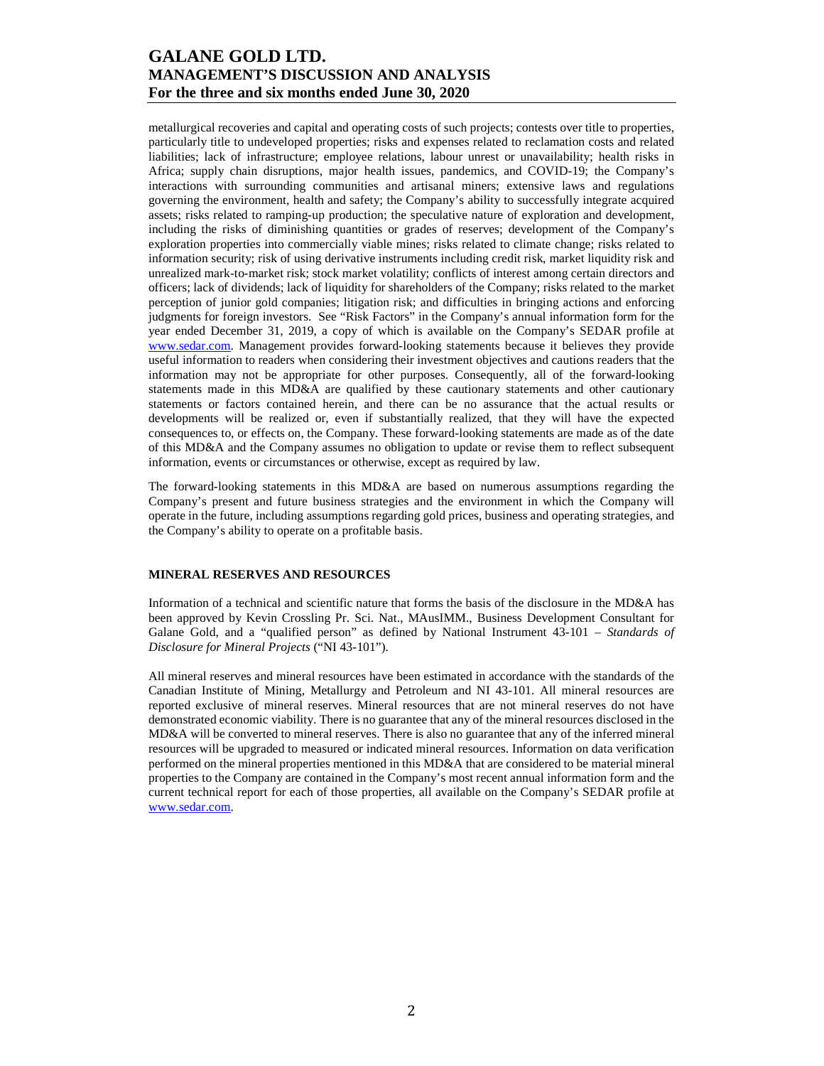metallurgical recoveries and capital and operating costs of such projects; contests over title to properties, particularly title to undeveloped properties; risks and expenses related to reclamation costs and related liabilities; lack of infrastructure; employee relations, labour unrest or unavailability; health risks in Africa; supply chain disruptions, major health issues, pandemics, and COVID-19; the Company's interactions with surrounding communities and artisanal miners; extensive laws and regulations governing the environment, health and safety; the Company's ability to successfully integrate acquired assets; risks related to ramping-up production; the speculative nature of exploration and development, including the risks of diminishing quantities or grades of reserves; development of the Company's exploration properties into commercially viable mines; risks related to climate change; risks related to information security; risk of using derivative instruments including credit risk, market liquidity risk and unrealized mark-to-market risk; stock market volatility; conflicts of interest among certain directors and officers; lack of dividends; lack of liquidity for shareholders of the Company; risks related to the market perception of junior gold companies; litigation risk; and difficulties in bringing actions and enforcing judgments for foreign investors. See "Risk Factors" in the Company's annual information form for the year ended December 31, 2019, a copy of which is available on the Company's SEDAR profile at www.sedar.com. Management provides forward-looking statements because it believes they provide useful information to readers when considering their investment objectives and cautions readers that the information may not be appropriate for other purposes. Consequently, all of the forward-looking statements made in this MD&A are qualified by these cautionary statements and other cautionary statements or factors contained herein, and there can be no assurance that the actual results or developments will be realized or, even if substantially realized, that they will have the expected consequences to, or effects on, the Company. These forward-looking statements are made as of the date of this MD&A and the Company assumes no obligation to update or revise them to reflect subsequent information, events or circumstances or otherwise, except as required by law.

The forward-looking statements in this MD&A are based on numerous assumptions regarding the Company's present and future business strategies and the environment in which the Company will operate in the future, including assumptions regarding gold prices, business and operating strategies, and the Company's ability to operate on a profitable basis.

## MINERAL RESERVES AND RESOURCES

Information of a technical and scientific nature that forms the basis of the disclosure in the MD&A has been approved by Kevin Crossling Pr. Sci. Nat., MAusIMM., Business Development Consultant for Galane Gold, and a "qualified person" as defined by National Instrument 43-101 – *Standards of Disclosure for Mineral Projects* ("NI 43-101").

All mineral reserves and mineral resources have been estimated in accordance with the standards of the Canadian Institute of Mining, Metallurgy and Petroleum and NI 43-101. All mineral resources are reported exclusive of mineral reserves. Mineral resources that are not mineral reserves do not have demonstrated economic viability. There is no guarantee that any of the mineral resources disclosed in the MD&A will be converted to mineral reserves. There is also no guarantee that any of the inferred mineral resources will be upgraded to measured or indicated mineral resources. Information on data verification performed on the mineral properties mentioned in this MD&A that are considered to be material mineral properties to the Company are contained in the Company's most recent annual information form and the current technical report for each of those properties, all available on the Company's SEDAR profile at www.sedar.com.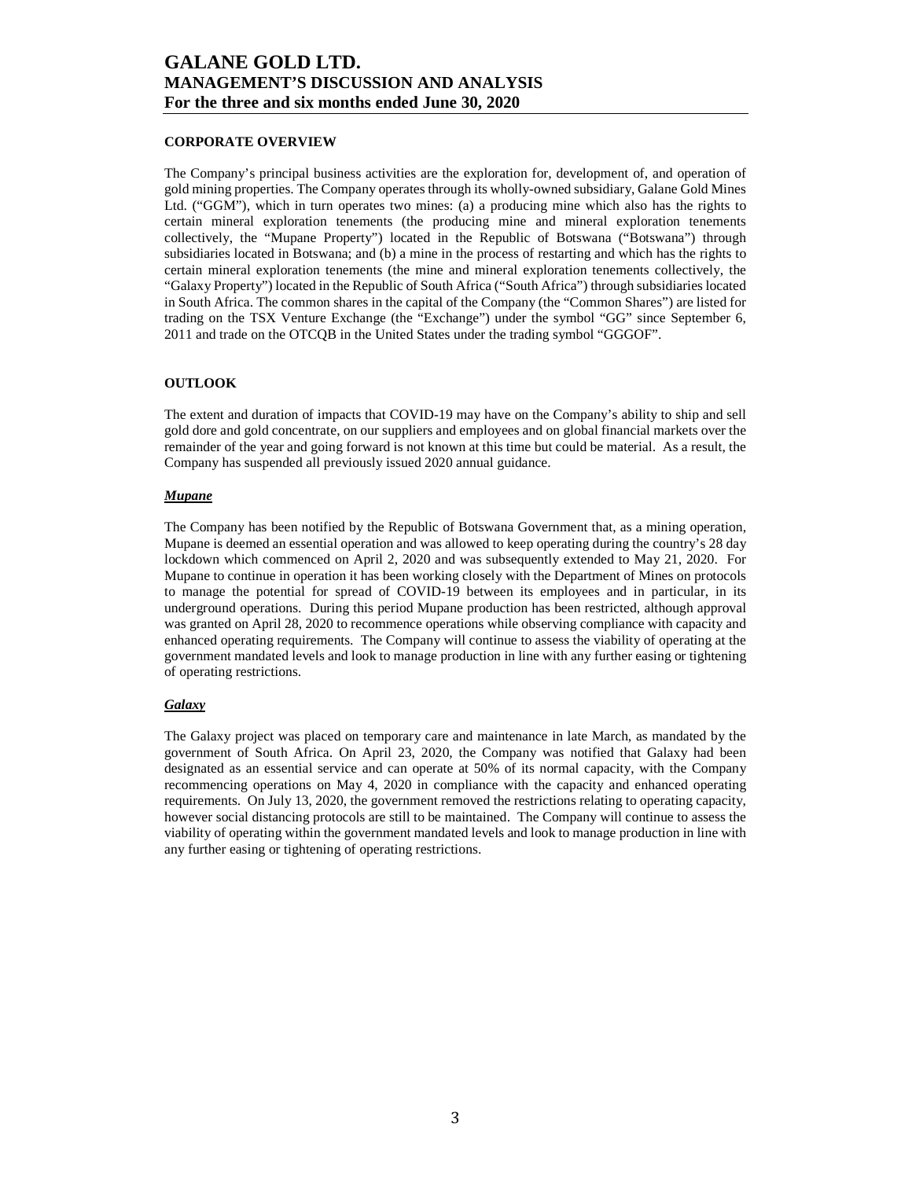## CORPORATE OVERVIEW

The Company's principal business activities are the exploration for, development of, and operation of gold mining properties. The Company operates through its wholly-owned subsidiary, Galane Gold Mines Ltd. ("GGM"), which in turn operates two mines: (a) a producing mine which also has the rights to certain mineral exploration tenements (the producing mine and mineral exploration tenements collectively, the "Mupane Property") located in the Republic of Botswana ("Botswana") through subsidiaries located in Botswana; and (b) a mine in the process of restarting and which has the rights to certain mineral exploration tenements (the mine and mineral exploration tenements collectively, the "Galaxy Property") located in the Republic of South Africa ("South Africa") through subsidiaries located in South Africa. The common shares in the capital of the Company (the "Common Shares") are listed for trading on the TSX Venture Exchange (the "Exchange") under the symbol "GG" since September 6, 2011 and trade on the OTCQB in the United States under the trading symbol "GGGOF".

## OUTLOOK

The extent and duration of impacts that COVID-19 may have on the Company's ability to ship and sell gold dore and gold concentrate, on our suppliers and employees and on global financial markets over the remainder of the year and going forward is not known at this time but could be material. As a result, the Company has suspended all previously issued 2020 annual guidance.

### ***Mupane***

The Company has been notified by the Republic of Botswana Government that, as a mining operation, Mupane is deemed an essential operation and was allowed to keep operating during the country's 28 day lockdown which commenced on April 2, 2020 and was subsequently extended to May 21, 2020. For Mupane to continue in operation it has been working closely with the Department of Mines on protocols to manage the potential for spread of COVID-19 between its employees and in particular, in its underground operations. During this period Mupane production has been restricted, although approval was granted on April 28, 2020 to recommence operations while observing compliance with capacity and enhanced operating requirements. The Company will continue to assess the viability of operating at the government mandated levels and look to manage production in line with any further easing or tightening of operating restrictions.

### ***Galaxy***

The Galaxy project was placed on temporary care and maintenance in late March, as mandated by the government of South Africa. On April 23, 2020, the Company was notified that Galaxy had been designated as an essential service and can operate at 50% of its normal capacity, with the Company recommencing operations on May 4, 2020 in compliance with the capacity and enhanced operating requirements. On July 13, 2020, the government removed the restrictions relating to operating capacity, however social distancing protocols are still to be maintained. The Company will continue to assess the viability of operating within the government mandated levels and look to manage production in line with any further easing or tightening of operating restrictions.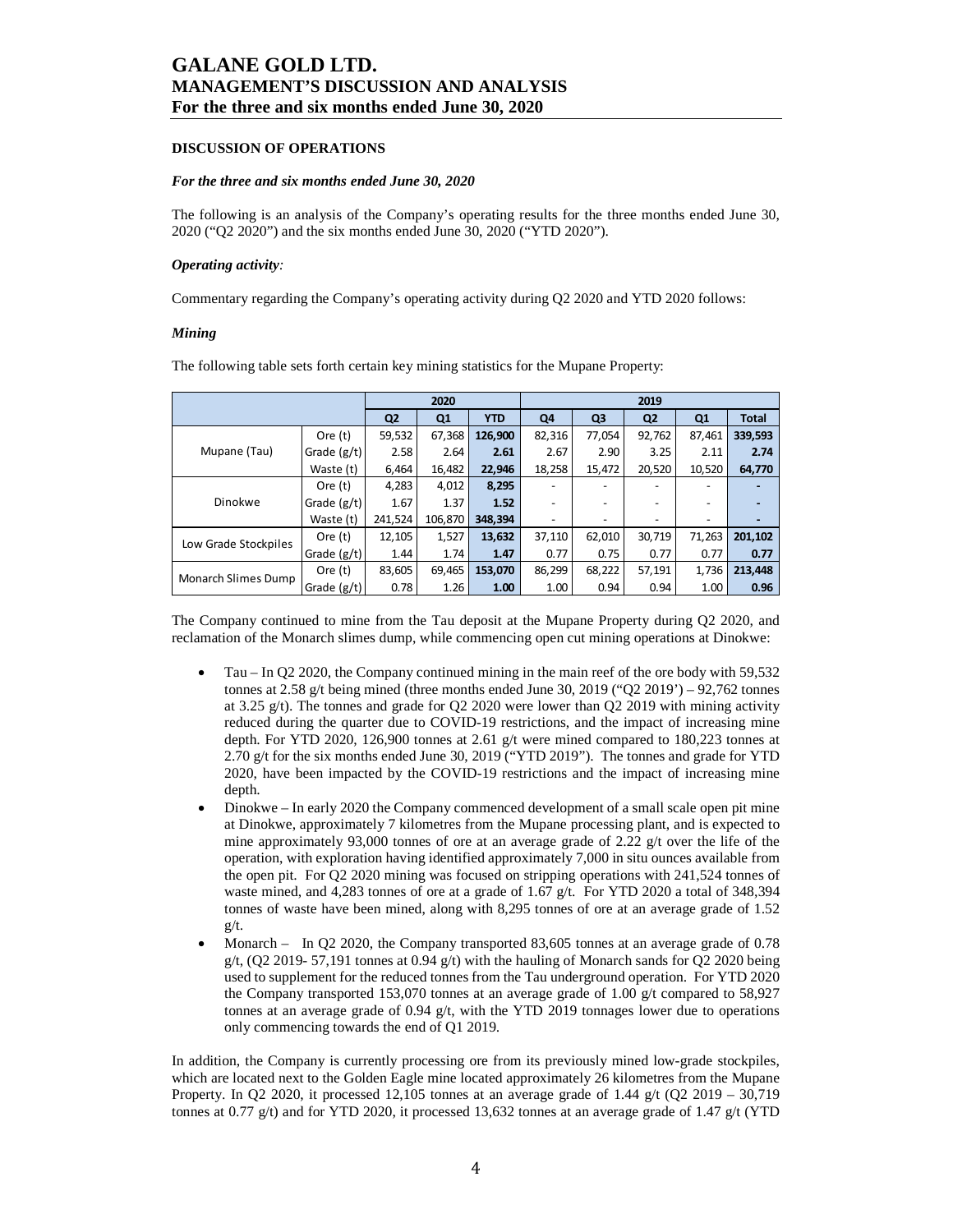# GALANE GOLD LTD.
# MANAGEMENT'S DISCUSSION AND ANALYSIS
# For the three and six months ended June 30, 2020

**DISCUSSION OF OPERATIONS**

***For the three and six months ended June 30, 2020***

The following is an analysis of the Company's operating results for the three months ended June 30, 2020 ("Q2 2020") and the six months ended June 30, 2020 ("YTD 2020").

***Operating activity:***

Commentary regarding the Company's operating activity during Q2 2020 and YTD 2020 follows:

***Mining***

The following table sets forth certain key mining statistics for the Mupane Property:

| | | 2020 | | | 2019 | | | | |
|---|---|---|---|---|---|---|---|---|---|
| | | **Q2** | **Q1** | **YTD** | **Q4** | **Q3** | **Q2** | **Q1** | **Total** |
| Mupane (Tau) | Ore (t) | 59,532 | 67,368 | **126,900** | 82,316 | 77,054 | 92,762 | 87,461 | **339,593** |
| | Grade (g/t) | 2.58 | 2.64 | **2.61** | 2.67 | 2.90 | 3.25 | 2.11 | **2.74** |
| | Waste (t) | 6,464 | 16,482 | **22,946** | 18,258 | 15,472 | 20,520 | 10,520 | **64,770** |
| Dinokwe | Ore (t) | 4,283 | 4,012 | **8,295** | - | - | - | - | **-** |
| | Grade (g/t) | 1.67 | 1.37 | **1.52** | - | - | - | - | **-** |
| | Waste (t) | 241,524 | 106,870 | **348,394** | - | - | - | - | **-** |
| Low Grade Stockpiles | Ore (t) | 12,105 | 1,527 | **13,632** | 37,110 | 62,010 | 30,719 | 71,263 | **201,102** |
| | Grade (g/t) | 1.44 | 1.74 | **1.47** | 0.77 | 0.75 | 0.77 | 0.77 | **0.77** |
| Monarch Slimes Dump | Ore (t) | 83,605 | 69,465 | **153,070** | 86,299 | 68,222 | 57,191 | 1,736 | **213,448** |
| | Grade (g/t) | 0.78 | 1.26 | **1.00** | 1.00 | 0.94 | 0.94 | 1.00 | **0.96** |

The Company continued to mine from the Tau deposit at the Mupane Property during Q2 2020, and reclamation of the Monarch slimes dump, while commencing open cut mining operations at Dinokwe:

- Tau – In Q2 2020, the Company continued mining in the main reef of the ore body with 59,532 tonnes at 2.58 g/t being mined (three months ended June 30, 2019 ("Q2 2019') – 92,762 tonnes at 3.25 g/t). The tonnes and grade for Q2 2020 were lower than Q2 2019 with mining activity reduced during the quarter due to COVID-19 restrictions, and the impact of increasing mine depth. For YTD 2020, 126,900 tonnes at 2.61 g/t were mined compared to 180,223 tonnes at 2.70 g/t for the six months ended June 30, 2019 ("YTD 2019"). The tonnes and grade for YTD 2020, have been impacted by the COVID-19 restrictions and the impact of increasing mine depth.
- Dinokwe – In early 2020 the Company commenced development of a small scale open pit mine at Dinokwe, approximately 7 kilometres from the Mupane processing plant, and is expected to mine approximately 93,000 tonnes of ore at an average grade of 2.22 g/t over the life of the operation, with exploration having identified approximately 7,000 in situ ounces available from the open pit. For Q2 2020 mining was focused on stripping operations with 241,524 tonnes of waste mined, and 4,283 tonnes of ore at a grade of 1.67 g/t. For YTD 2020 a total of 348,394 tonnes of waste have been mined, along with 8,295 tonnes of ore at an average grade of 1.52 g/t.
- Monarch – In Q2 2020, the Company transported 83,605 tonnes at an average grade of 0.78 g/t, (Q2 2019- 57,191 tonnes at 0.94 g/t) with the hauling of Monarch sands for Q2 2020 being used to supplement for the reduced tonnes from the Tau underground operation. For YTD 2020 the Company transported 153,070 tonnes at an average grade of 1.00 g/t compared to 58,927 tonnes at an average grade of 0.94 g/t, with the YTD 2019 tonnages lower due to operations only commencing towards the end of Q1 2019.

In addition, the Company is currently processing ore from its previously mined low-grade stockpiles, which are located next to the Golden Eagle mine located approximately 26 kilometres from the Mupane Property. In Q2 2020, it processed 12,105 tonnes at an average grade of 1.44 g/t (Q2 2019 – 30,719 tonnes at 0.77 g/t) and for YTD 2020, it processed 13,632 tonnes at an average grade of 1.47 g/t (YTD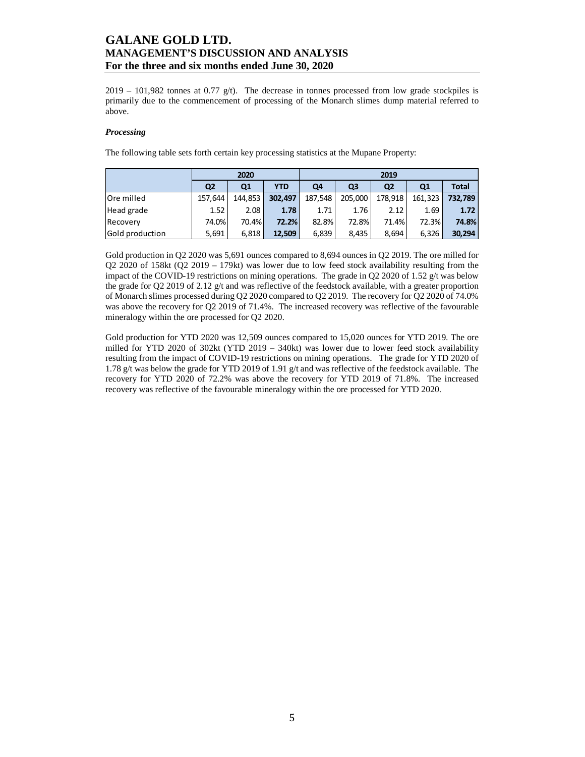2019 – 101,982 tonnes at 0.77 g/t). The decrease in tonnes processed from low grade stockpiles is primarily due to the commencement of processing of the Monarch slimes dump material referred to above.

### *Processing*

The following table sets forth certain key processing statistics at the Mupane Property:

| | 2020 | | | 2019 | | | | |
|---|---|---|---|---|---|---|---|---|
| | **Q2** | **Q1** | **YTD** | **Q4** | **Q3** | **Q2** | **Q1** | **Total** |
| Ore milled | 157,644 | 144,853 | **302,497** | 187,548 | 205,000 | 178,918 | 161,323 | **732,789** |
| Head grade | 1.52 | 2.08 | **1.78** | 1.71 | 1.76 | 2.12 | 1.69 | **1.72** |
| Recovery | 74.0% | 70.4% | **72.2%** | 82.8% | 72.8% | 71.4% | 72.3% | **74.8%** |
| Gold production | 5,691 | 6,818 | **12,509** | 6,839 | 8,435 | 8,694 | 6,326 | **30,294** |

Gold production in Q2 2020 was 5,691 ounces compared to 8,694 ounces in Q2 2019. The ore milled for Q2 2020 of 158kt (Q2 2019 – 179kt) was lower due to low feed stock availability resulting from the impact of the COVID-19 restrictions on mining operations. The grade in Q2 2020 of 1.52 g/t was below the grade for Q2 2019 of 2.12 g/t and was reflective of the feedstock available, with a greater proportion of Monarch slimes processed during Q2 2020 compared to Q2 2019. The recovery for Q2 2020 of 74.0% was above the recovery for Q2 2019 of 71.4%. The increased recovery was reflective of the favourable mineralogy within the ore processed for Q2 2020.

Gold production for YTD 2020 was 12,509 ounces compared to 15,020 ounces for YTD 2019. The ore milled for YTD 2020 of 302kt (YTD 2019 – 340kt) was lower due to lower feed stock availability resulting from the impact of COVID-19 restrictions on mining operations. The grade for YTD 2020 of 1.78 g/t was below the grade for YTD 2019 of 1.91 g/t and was reflective of the feedstock available. The recovery for YTD 2020 of 72.2% was above the recovery for YTD 2019 of 71.8%. The increased recovery was reflective of the favourable mineralogy within the ore processed for YTD 2020.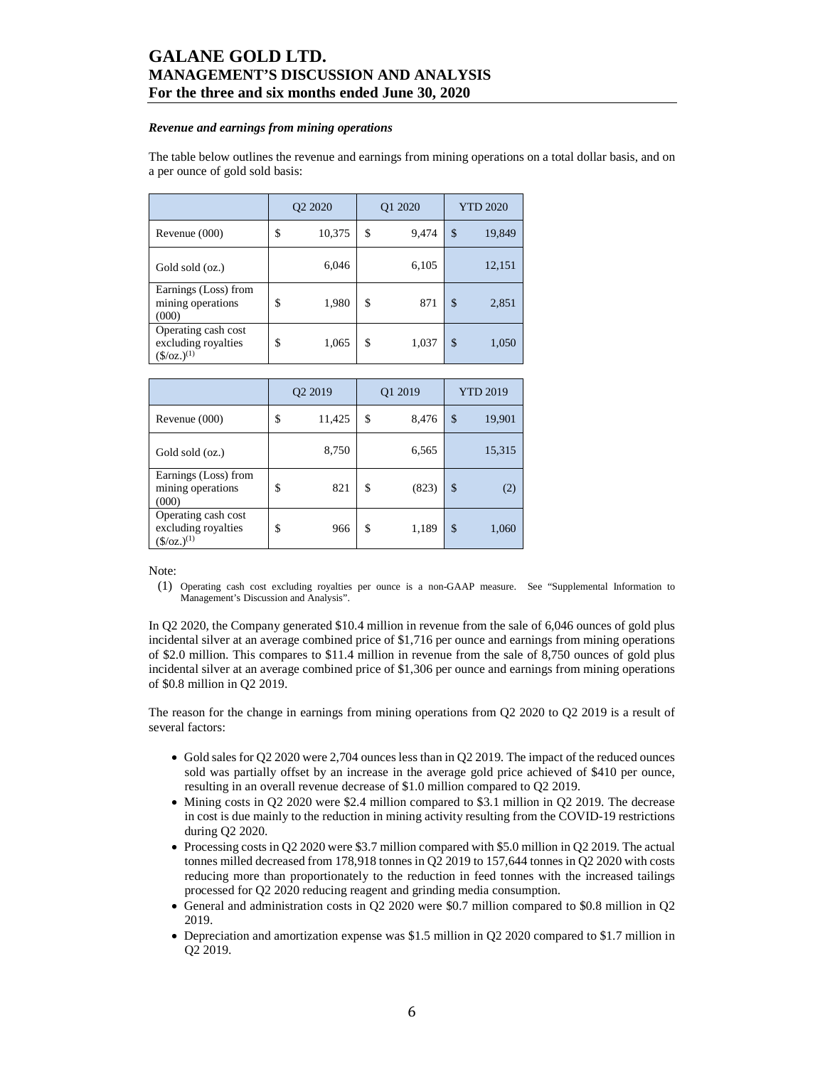### *Revenue and earnings from mining operations*

The table below outlines the revenue and earnings from mining operations on a total dollar basis, and on a per ounce of gold sold basis:

| | Q2 2020 | Q1 2020 | YTD 2020 |
|---|---|---|---|
| Revenue (000) | $ 10,375 | $ 9,474 | $ 19,849 |
| Gold sold (oz.) | 6,046 | 6,105 | 12,151 |
| Earnings (Loss) from mining operations (000) | $ 1,980 | $ 871 | $ 2,851 |
| Operating cash cost excluding royalties ($/oz.)(1) | $ 1,065 | $ 1,037 | $ 1,050 |

| | Q2 2019 | Q1 2019 | YTD 2019 |
|---|---|---|---|
| Revenue (000) | $ 11,425 | $ 8,476 | $ 19,901 |
| Gold sold (oz.) | 8,750 | 6,565 | 15,315 |
| Earnings (Loss) from mining operations (000) | $ 821 | $ (823) | $ (2) |
| Operating cash cost excluding royalties ($/oz.)(1) | $ 966 | $ 1,189 | $ 1,060 |

Note:

(1) Operating cash cost excluding royalties per ounce is a non-GAAP measure. See "Supplemental Information to Management's Discussion and Analysis".

In Q2 2020, the Company generated $10.4 million in revenue from the sale of 6,046 ounces of gold plus incidental silver at an average combined price of $1,716 per ounce and earnings from mining operations of $2.0 million. This compares to $11.4 million in revenue from the sale of 8,750 ounces of gold plus incidental silver at an average combined price of $1,306 per ounce and earnings from mining operations of $0.8 million in Q2 2019.

The reason for the change in earnings from mining operations from Q2 2020 to Q2 2019 is a result of several factors:

- Gold sales for Q2 2020 were 2,704 ounces less than in Q2 2019. The impact of the reduced ounces sold was partially offset by an increase in the average gold price achieved of $410 per ounce, resulting in an overall revenue decrease of $1.0 million compared to Q2 2019.
- Mining costs in Q2 2020 were $2.4 million compared to $3.1 million in Q2 2019. The decrease in cost is due mainly to the reduction in mining activity resulting from the COVID-19 restrictions during Q2 2020.
- Processing costs in Q2 2020 were $3.7 million compared with $5.0 million in Q2 2019. The actual tonnes milled decreased from 178,918 tonnes in Q2 2019 to 157,644 tonnes in Q2 2020 with costs reducing more than proportionately to the reduction in feed tonnes with the increased tailings processed for Q2 2020 reducing reagent and grinding media consumption.
- General and administration costs in Q2 2020 were $0.7 million compared to $0.8 million in Q2 2019.
- Depreciation and amortization expense was $1.5 million in Q2 2020 compared to $1.7 million in Q2 2019.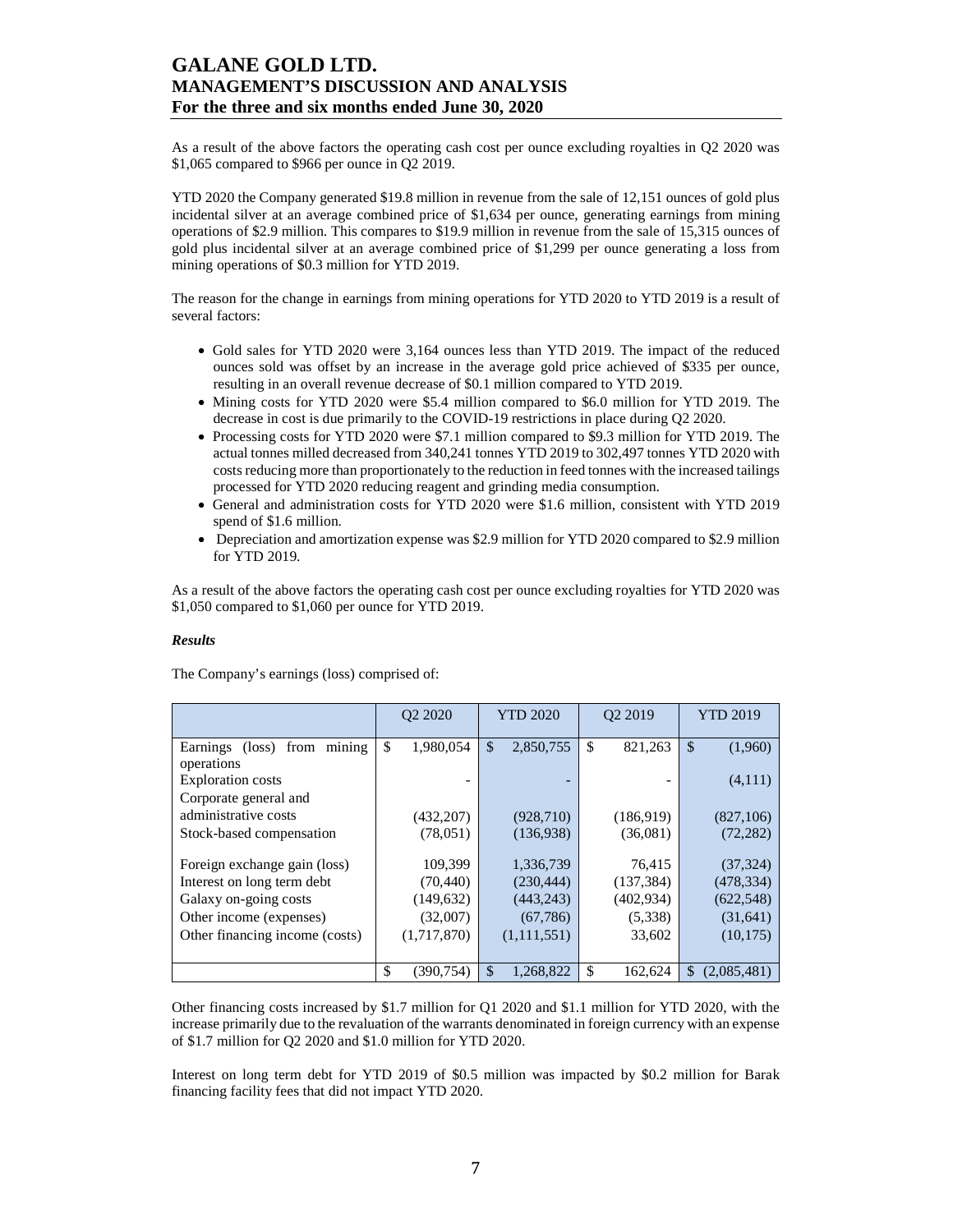As a result of the above factors the operating cash cost per ounce excluding royalties in Q2 2020 was $1,065 compared to $966 per ounce in Q2 2019.

YTD 2020 the Company generated $19.8 million in revenue from the sale of 12,151 ounces of gold plus incidental silver at an average combined price of $1,634 per ounce, generating earnings from mining operations of $2.9 million. This compares to $19.9 million in revenue from the sale of 15,315 ounces of gold plus incidental silver at an average combined price of $1,299 per ounce generating a loss from mining operations of $0.3 million for YTD 2019.

The reason for the change in earnings from mining operations for YTD 2020 to YTD 2019 is a result of several factors:

- Gold sales for YTD 2020 were 3,164 ounces less than YTD 2019. The impact of the reduced ounces sold was offset by an increase in the average gold price achieved of $335 per ounce, resulting in an overall revenue decrease of $0.1 million compared to YTD 2019.
- Mining costs for YTD 2020 were $5.4 million compared to $6.0 million for YTD 2019. The decrease in cost is due primarily to the COVID-19 restrictions in place during Q2 2020.
- Processing costs for YTD 2020 were $7.1 million compared to $9.3 million for YTD 2019. The actual tonnes milled decreased from 340,241 tonnes YTD 2019 to 302,497 tonnes YTD 2020 with costs reducing more than proportionately to the reduction in feed tonnes with the increased tailings processed for YTD 2020 reducing reagent and grinding media consumption.
- General and administration costs for YTD 2020 were $1.6 million, consistent with YTD 2019 spend of $1.6 million.
- Depreciation and amortization expense was $2.9 million for YTD 2020 compared to $2.9 million for YTD 2019.

As a result of the above factors the operating cash cost per ounce excluding royalties for YTD 2020 was $1,050 compared to $1,060 per ounce for YTD 2019.

***Results***

The Company's earnings (loss) comprised of:

| | Q2 2020 | YTD 2020 | Q2 2019 | YTD 2019 |
|---|---|---|---|---|
| Earnings (loss) from mining operations | $ 1,980,054 | $ 2,850,755 | $ 821,263 | $ (1,960) |
| Exploration costs | - | - | - | (4,111) |
| Corporate general and administrative costs | (432,207) | (928,710) | (186,919) | (827,106) |
| Stock-based compensation | (78,051) | (136,938) | (36,081) | (72,282) |
| Foreign exchange gain (loss) | 109,399 | 1,336,739 | 76,415 | (37,324) |
| Interest on long term debt | (70,440) | (230,444) | (137,384) | (478,334) |
| Galaxy on-going costs | (149,632) | (443,243) | (402,934) | (622,548) |
| Other income (expenses) | (32,007) | (67,786) | (5,338) | (31,641) |
| Other financing income (costs) | (1,717,870) | (1,111,551) | 33,602 | (10,175) |
| | $ (390,754) | $ 1,268,822 | $ 162,624 | $ (2,085,481) |

Other financing costs increased by $1.7 million for Q1 2020 and $1.1 million for YTD 2020, with the increase primarily due to the revaluation of the warrants denominated in foreign currency with an expense of $1.7 million for Q2 2020 and $1.0 million for YTD 2020.

Interest on long term debt for YTD 2019 of $0.5 million was impacted by $0.2 million for Barak financing facility fees that did not impact YTD 2020.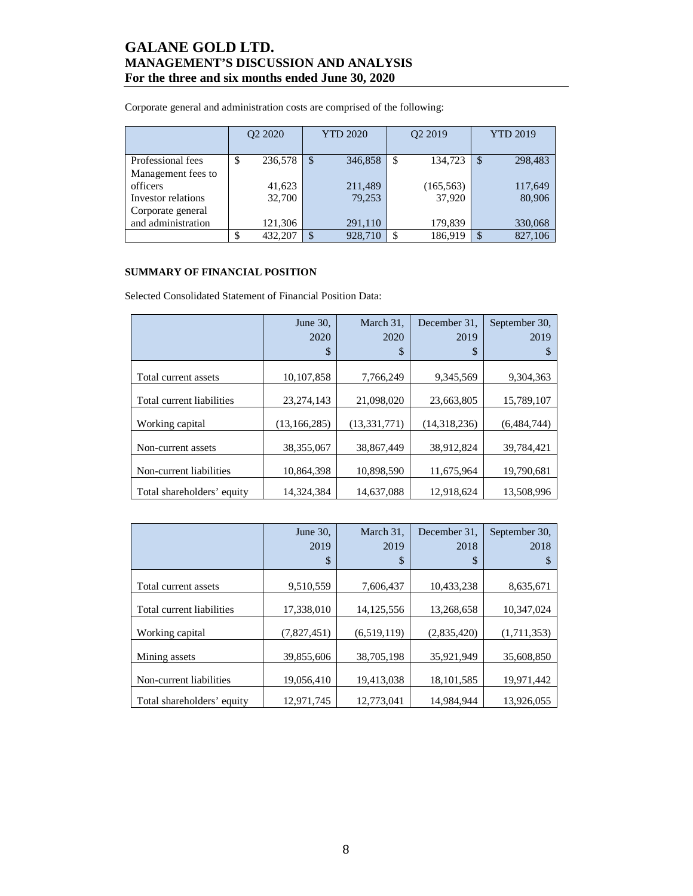Corporate general and administration costs are comprised of the following:

| | Q2 2020 | YTD 2020 | Q2 2019 | YTD 2019 |
|---|---|---|---|---|
| Professional fees | $ 236,578 | $ 346,858 | $ 134,723 | $ 298,483 |
| Management fees to officers | 41,623 | 211,489 | (165,563) | 117,649 |
| Investor relations | 32,700 | 79,253 | 37,920 | 80,906 |
| Corporate general and administration | 121,306 | 291,110 | 179,839 | 330,068 |
| | $ 432,207 | $ 928,710 | $ 186,919 | $ 827,106 |

**SUMMARY OF FINANCIAL POSITION**

Selected Consolidated Statement of Financial Position Data:

| | June 30, 2020 $ | March 31, 2020 $ | December 31, 2019 $ | September 30, 2019 $ |
|---|---|---|---|---|
| Total current assets | 10,107,858 | 7,766,249 | 9,345,569 | 9,304,363 |
| Total current liabilities | 23,274,143 | 21,098,020 | 23,663,805 | 15,789,107 |
| Working capital | (13,166,285) | (13,331,771) | (14,318,236) | (6,484,744) |
| Non-current assets | 38,355,067 | 38,867,449 | 38,912,824 | 39,784,421 |
| Non-current liabilities | 10,864,398 | 10,898,590 | 11,675,964 | 19,790,681 |
| Total shareholders' equity | 14,324,384 | 14,637,088 | 12,918,624 | 13,508,996 |

| | June 30, 2019 $ | March 31, 2019 $ | December 31, 2018 $ | September 30, 2018 $ |
|---|---|---|---|---|
| Total current assets | 9,510,559 | 7,606,437 | 10,433,238 | 8,635,671 |
| Total current liabilities | 17,338,010 | 14,125,556 | 13,268,658 | 10,347,024 |
| Working capital | (7,827,451) | (6,519,119) | (2,835,420) | (1,711,353) |
| Mining assets | 39,855,606 | 38,705,198 | 35,921,949 | 35,608,850 |
| Non-current liabilities | 19,056,410 | 19,413,038 | 18,101,585 | 19,971,442 |
| Total shareholders' equity | 12,971,745 | 12,773,041 | 14,984,944 | 13,926,055 |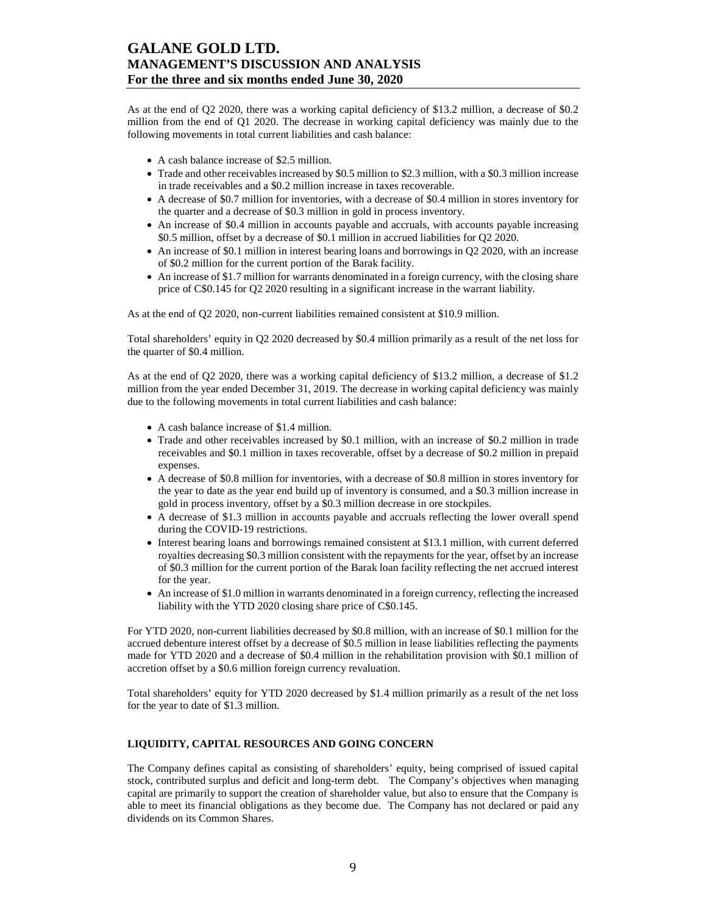As at the end of Q2 2020, there was a working capital deficiency of $13.2 million, a decrease of $0.2 million from the end of Q1 2020. The decrease in working capital deficiency was mainly due to the following movements in total current liabilities and cash balance:

- A cash balance increase of $2.5 million.
- Trade and other receivables increased by $0.5 million to $2.3 million, with a $0.3 million increase in trade receivables and a $0.2 million increase in taxes recoverable.
- A decrease of $0.7 million for inventories, with a decrease of $0.4 million in stores inventory for the quarter and a decrease of $0.3 million in gold in process inventory.
- An increase of $0.4 million in accounts payable and accruals, with accounts payable increasing $0.5 million, offset by a decrease of $0.1 million in accrued liabilities for Q2 2020.
- An increase of $0.1 million in interest bearing loans and borrowings in Q2 2020, with an increase of $0.2 million for the current portion of the Barak facility.
- An increase of $1.7 million for warrants denominated in a foreign currency, with the closing share price of C$0.145 for Q2 2020 resulting in a significant increase in the warrant liability.

As at the end of Q2 2020, non-current liabilities remained consistent at $10.9 million.

Total shareholders' equity in Q2 2020 decreased by $0.4 million primarily as a result of the net loss for the quarter of $0.4 million.

As at the end of Q2 2020, there was a working capital deficiency of $13.2 million, a decrease of $1.2 million from the year ended December 31, 2019. The decrease in working capital deficiency was mainly due to the following movements in total current liabilities and cash balance:

- A cash balance increase of $1.4 million.
- Trade and other receivables increased by $0.1 million, with an increase of $0.2 million in trade receivables and $0.1 million in taxes recoverable, offset by a decrease of $0.2 million in prepaid expenses.
- A decrease of $0.8 million for inventories, with a decrease of $0.8 million in stores inventory for the year to date as the year end build up of inventory is consumed, and a $0.3 million increase in gold in process inventory, offset by a $0.3 million decrease in ore stockpiles.
- A decrease of $1.3 million in accounts payable and accruals reflecting the lower overall spend during the COVID-19 restrictions.
- Interest bearing loans and borrowings remained consistent at $13.1 million, with current deferred royalties decreasing $0.3 million consistent with the repayments for the year, offset by an increase of $0.3 million for the current portion of the Barak loan facility reflecting the net accrued interest for the year.
- An increase of $1.0 million in warrants denominated in a foreign currency, reflecting the increased liability with the YTD 2020 closing share price of C$0.145.

For YTD 2020, non-current liabilities decreased by $0.8 million, with an increase of $0.1 million for the accrued debenture interest offset by a decrease of $0.5 million in lease liabilities reflecting the payments made for YTD 2020 and a decrease of $0.4 million in the rehabilitation provision with $0.1 million of accretion offset by a $0.6 million foreign currency revaluation.

Total shareholders' equity for YTD 2020 decreased by $1.4 million primarily as a result of the net loss for the year to date of $1.3 million.

## LIQUIDITY, CAPITAL RESOURCES AND GOING CONCERN

The Company defines capital as consisting of shareholders' equity, being comprised of issued capital stock, contributed surplus and deficit and long-term debt. The Company's objectives when managing capital are primarily to support the creation of shareholder value, but also to ensure that the Company is able to meet its financial obligations as they become due. The Company has not declared or paid any dividends on its Common Shares.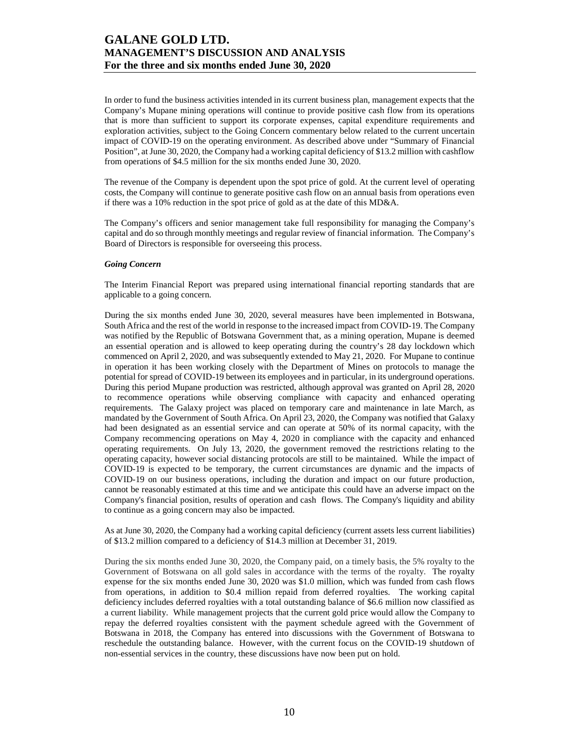In order to fund the business activities intended in its current business plan, management expects that the Company's Mupane mining operations will continue to provide positive cash flow from its operations that is more than sufficient to support its corporate expenses, capital expenditure requirements and exploration activities, subject to the Going Concern commentary below related to the current uncertain impact of COVID-19 on the operating environment. As described above under "Summary of Financial Position", at June 30, 2020, the Company had a working capital deficiency of $13.2 million with cashflow from operations of $4.5 million for the six months ended June 30, 2020.

The revenue of the Company is dependent upon the spot price of gold. At the current level of operating costs, the Company will continue to generate positive cash flow on an annual basis from operations even if there was a 10% reduction in the spot price of gold as at the date of this MD&A.

The Company's officers and senior management take full responsibility for managing the Company's capital and do so through monthly meetings and regular review of financial information. The Company's Board of Directors is responsible for overseeing this process.

***Going Concern***

The Interim Financial Report was prepared using international financial reporting standards that are applicable to a going concern.

During the six months ended June 30, 2020, several measures have been implemented in Botswana, South Africa and the rest of the world in response to the increased impact from COVID-19. The Company was notified by the Republic of Botswana Government that, as a mining operation, Mupane is deemed an essential operation and is allowed to keep operating during the country's 28 day lockdown which commenced on April 2, 2020, and was subsequently extended to May 21, 2020. For Mupane to continue in operation it has been working closely with the Department of Mines on protocols to manage the potential for spread of COVID-19 between its employees and in particular, in its underground operations. During this period Mupane production was restricted, although approval was granted on April 28, 2020 to recommence operations while observing compliance with capacity and enhanced operating requirements. The Galaxy project was placed on temporary care and maintenance in late March, as mandated by the Government of South Africa. On April 23, 2020, the Company was notified that Galaxy had been designated as an essential service and can operate at 50% of its normal capacity, with the Company recommencing operations on May 4, 2020 in compliance with the capacity and enhanced operating requirements. On July 13, 2020, the government removed the restrictions relating to the operating capacity, however social distancing protocols are still to be maintained. While the impact of COVID-19 is expected to be temporary, the current circumstances are dynamic and the impacts of COVID-19 on our business operations, including the duration and impact on our future production, cannot be reasonably estimated at this time and we anticipate this could have an adverse impact on the Company's financial position, results of operation and cash flows. The Company's liquidity and ability to continue as a going concern may also be impacted.

As at June 30, 2020, the Company had a working capital deficiency (current assets less current liabilities) of $13.2 million compared to a deficiency of $14.3 million at December 31, 2019.

During the six months ended June 30, 2020, the Company paid, on a timely basis, the 5% royalty to the Government of Botswana on all gold sales in accordance with the terms of the royalty. The royalty expense for the six months ended June 30, 2020 was $1.0 million, which was funded from cash flows from operations, in addition to $0.4 million repaid from deferred royalties. The working capital deficiency includes deferred royalties with a total outstanding balance of $6.6 million now classified as a current liability. While management projects that the current gold price would allow the Company to repay the deferred royalties consistent with the payment schedule agreed with the Government of Botswana in 2018, the Company has entered into discussions with the Government of Botswana to reschedule the outstanding balance. However, with the current focus on the COVID-19 shutdown of non-essential services in the country, these discussions have now been put on hold.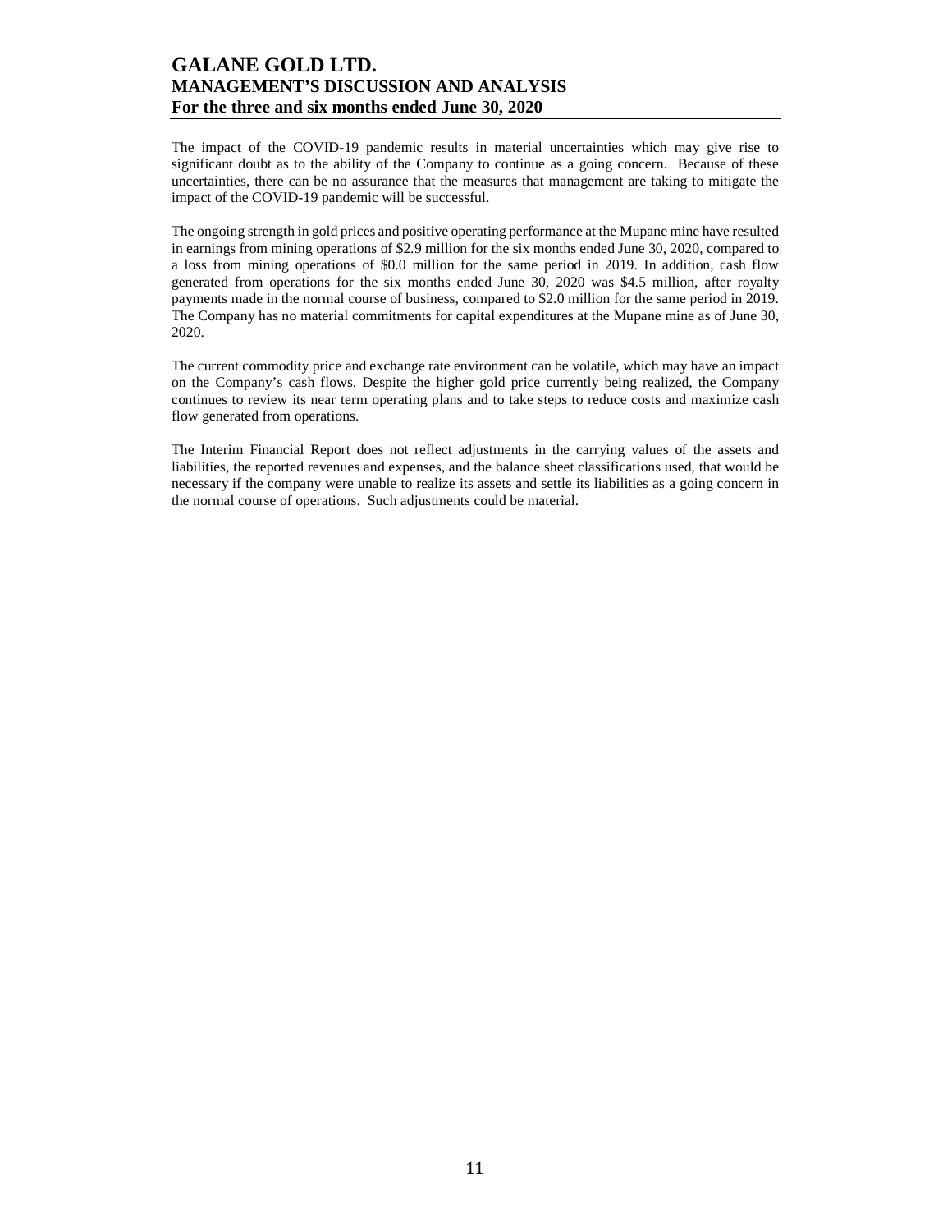The impact of the COVID-19 pandemic results in material uncertainties which may give rise to significant doubt as to the ability of the Company to continue as a going concern. Because of these uncertainties, there can be no assurance that the measures that management are taking to mitigate the impact of the COVID-19 pandemic will be successful.

The ongoing strength in gold prices and positive operating performance at the Mupane mine have resulted in earnings from mining operations of $2.9 million for the six months ended June 30, 2020, compared to a loss from mining operations of $0.0 million for the same period in 2019. In addition, cash flow generated from operations for the six months ended June 30, 2020 was $4.5 million, after royalty payments made in the normal course of business, compared to $2.0 million for the same period in 2019. The Company has no material commitments for capital expenditures at the Mupane mine as of June 30, 2020.

The current commodity price and exchange rate environment can be volatile, which may have an impact on the Company's cash flows. Despite the higher gold price currently being realized, the Company continues to review its near term operating plans and to take steps to reduce costs and maximize cash flow generated from operations.

The Interim Financial Report does not reflect adjustments in the carrying values of the assets and liabilities, the reported revenues and expenses, and the balance sheet classifications used, that would be necessary if the company were unable to realize its assets and settle its liabilities as a going concern in the normal course of operations. Such adjustments could be material.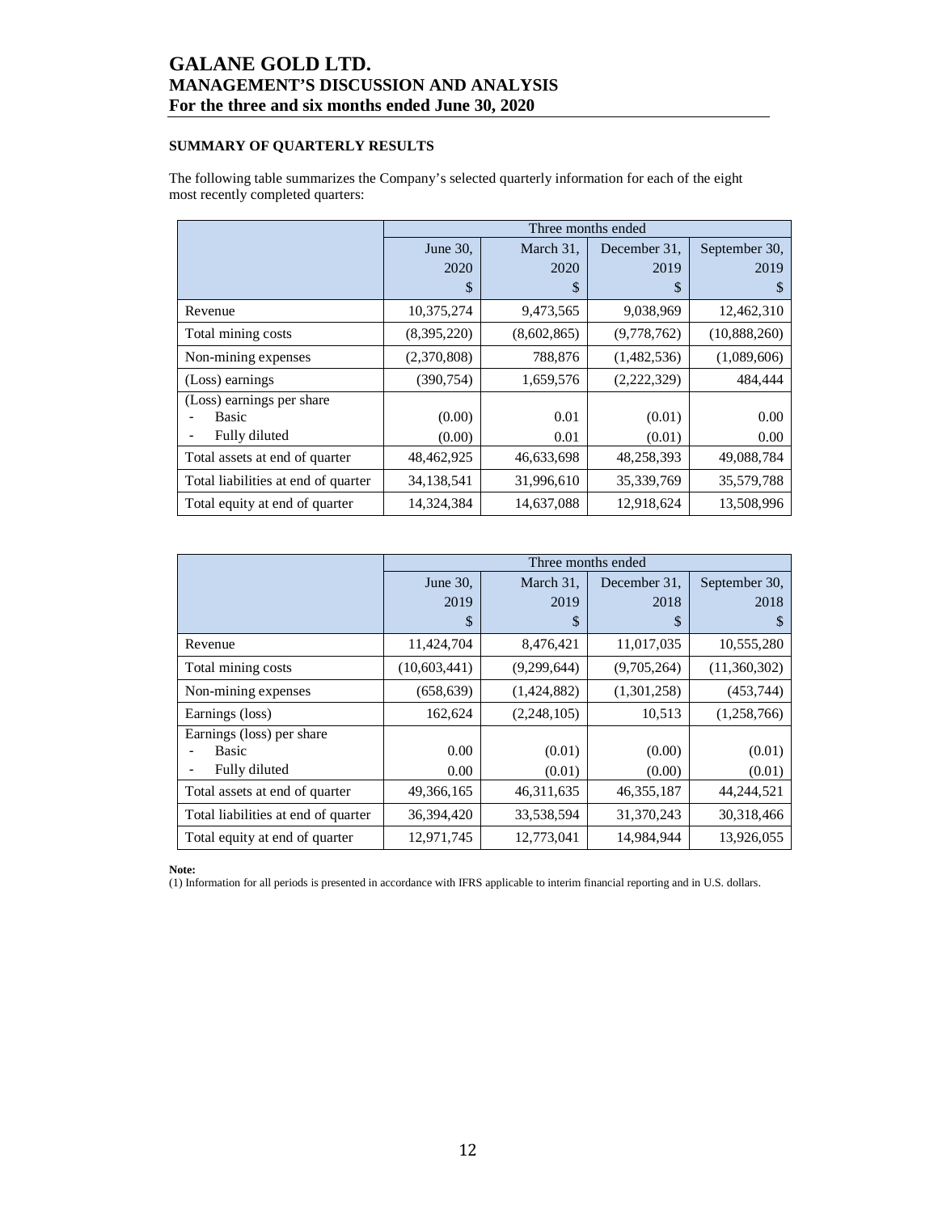## SUMMARY OF QUARTERLY RESULTS

The following table summarizes the Company's selected quarterly information for each of the eight most recently completed quarters:

| | Three months ended | | | |
|---|---|---|---|---|
| | June 30, 2020 $ | March 31, 2020 $ | December 31, 2019 $ | September 30, 2019 $ |
| Revenue | 10,375,274 | 9,473,565 | 9,038,969 | 12,462,310 |
| Total mining costs | (8,395,220) | (8,602,865) | (9,778,762) | (10,888,260) |
| Non-mining expenses | (2,370,808) | 788,876 | (1,482,536) | (1,089,606) |
| (Loss) earnings | (390,754) | 1,659,576 | (2,222,329) | 484,444 |
| (Loss) earnings per share | | | | |
| - Basic | (0.00) | 0.01 | (0.01) | 0.00 |
| - Fully diluted | (0.00) | 0.01 | (0.01) | 0.00 |
| Total assets at end of quarter | 48,462,925 | 46,633,698 | 48,258,393 | 49,088,784 |
| Total liabilities at end of quarter | 34,138,541 | 31,996,610 | 35,339,769 | 35,579,788 |
| Total equity at end of quarter | 14,324,384 | 14,637,088 | 12,918,624 | 13,508,996 |

| | Three months ended | | | |
|---|---|---|---|---|
| | June 30, 2019 $ | March 31, 2019 $ | December 31, 2018 $ | September 30, 2018 $ |
| Revenue | 11,424,704 | 8,476,421 | 11,017,035 | 10,555,280 |
| Total mining costs | (10,603,441) | (9,299,644) | (9,705,264) | (11,360,302) |
| Non-mining expenses | (658,639) | (1,424,882) | (1,301,258) | (453,744) |
| Earnings (loss) | 162,624 | (2,248,105) | 10,513 | (1,258,766) |
| Earnings (loss) per share | | | | |
| - Basic | 0.00 | (0.01) | (0.00) | (0.01) |
| - Fully diluted | 0.00 | (0.01) | (0.00) | (0.01) |
| Total assets at end of quarter | 49,366,165 | 46,311,635 | 46,355,187 | 44,244,521 |
| Total liabilities at end of quarter | 36,394,420 | 33,538,594 | 31,370,243 | 30,318,466 |
| Total equity at end of quarter | 12,971,745 | 12,773,041 | 14,984,944 | 13,926,055 |

**Note:**
(1) Information for all periods is presented in accordance with IFRS applicable to interim financial reporting and in U.S. dollars.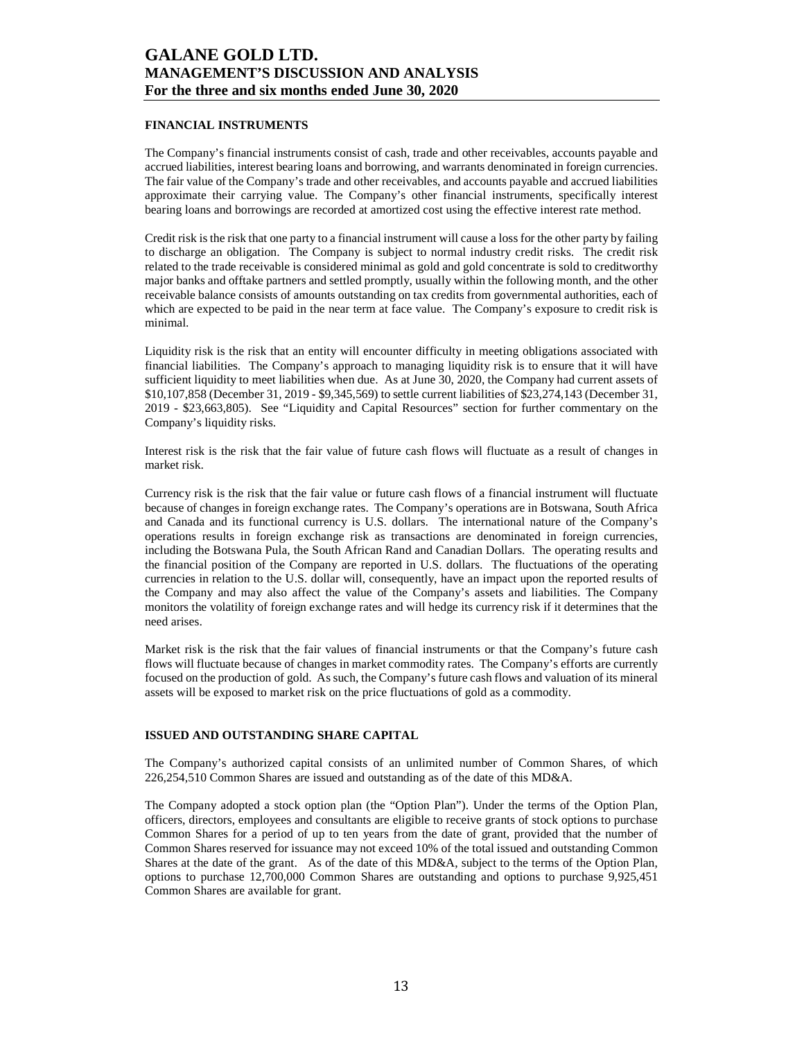## FINANCIAL INSTRUMENTS

The Company's financial instruments consist of cash, trade and other receivables, accounts payable and accrued liabilities, interest bearing loans and borrowing, and warrants denominated in foreign currencies. The fair value of the Company's trade and other receivables, and accounts payable and accrued liabilities approximate their carrying value. The Company's other financial instruments, specifically interest bearing loans and borrowings are recorded at amortized cost using the effective interest rate method.

Credit risk is the risk that one party to a financial instrument will cause a loss for the other party by failing to discharge an obligation. The Company is subject to normal industry credit risks. The credit risk related to the trade receivable is considered minimal as gold and gold concentrate is sold to creditworthy major banks and offtake partners and settled promptly, usually within the following month, and the other receivable balance consists of amounts outstanding on tax credits from governmental authorities, each of which are expected to be paid in the near term at face value. The Company's exposure to credit risk is minimal.

Liquidity risk is the risk that an entity will encounter difficulty in meeting obligations associated with financial liabilities. The Company's approach to managing liquidity risk is to ensure that it will have sufficient liquidity to meet liabilities when due. As at June 30, 2020, the Company had current assets of $10,107,858 (December 31, 2019 - $9,345,569) to settle current liabilities of $23,274,143 (December 31, 2019 - $23,663,805). See "Liquidity and Capital Resources" section for further commentary on the Company's liquidity risks.

Interest risk is the risk that the fair value of future cash flows will fluctuate as a result of changes in market risk.

Currency risk is the risk that the fair value or future cash flows of a financial instrument will fluctuate because of changes in foreign exchange rates. The Company's operations are in Botswana, South Africa and Canada and its functional currency is U.S. dollars. The international nature of the Company's operations results in foreign exchange risk as transactions are denominated in foreign currencies, including the Botswana Pula, the South African Rand and Canadian Dollars. The operating results and the financial position of the Company are reported in U.S. dollars. The fluctuations of the operating currencies in relation to the U.S. dollar will, consequently, have an impact upon the reported results of the Company and may also affect the value of the Company's assets and liabilities. The Company monitors the volatility of foreign exchange rates and will hedge its currency risk if it determines that the need arises.

Market risk is the risk that the fair values of financial instruments or that the Company's future cash flows will fluctuate because of changes in market commodity rates. The Company's efforts are currently focused on the production of gold. As such, the Company's future cash flows and valuation of its mineral assets will be exposed to market risk on the price fluctuations of gold as a commodity.

## ISSUED AND OUTSTANDING SHARE CAPITAL

The Company's authorized capital consists of an unlimited number of Common Shares, of which 226,254,510 Common Shares are issued and outstanding as of the date of this MD&A.

The Company adopted a stock option plan (the "Option Plan"). Under the terms of the Option Plan, officers, directors, employees and consultants are eligible to receive grants of stock options to purchase Common Shares for a period of up to ten years from the date of grant, provided that the number of Common Shares reserved for issuance may not exceed 10% of the total issued and outstanding Common Shares at the date of the grant. As of the date of this MD&A, subject to the terms of the Option Plan, options to purchase 12,700,000 Common Shares are outstanding and options to purchase 9,925,451 Common Shares are available for grant.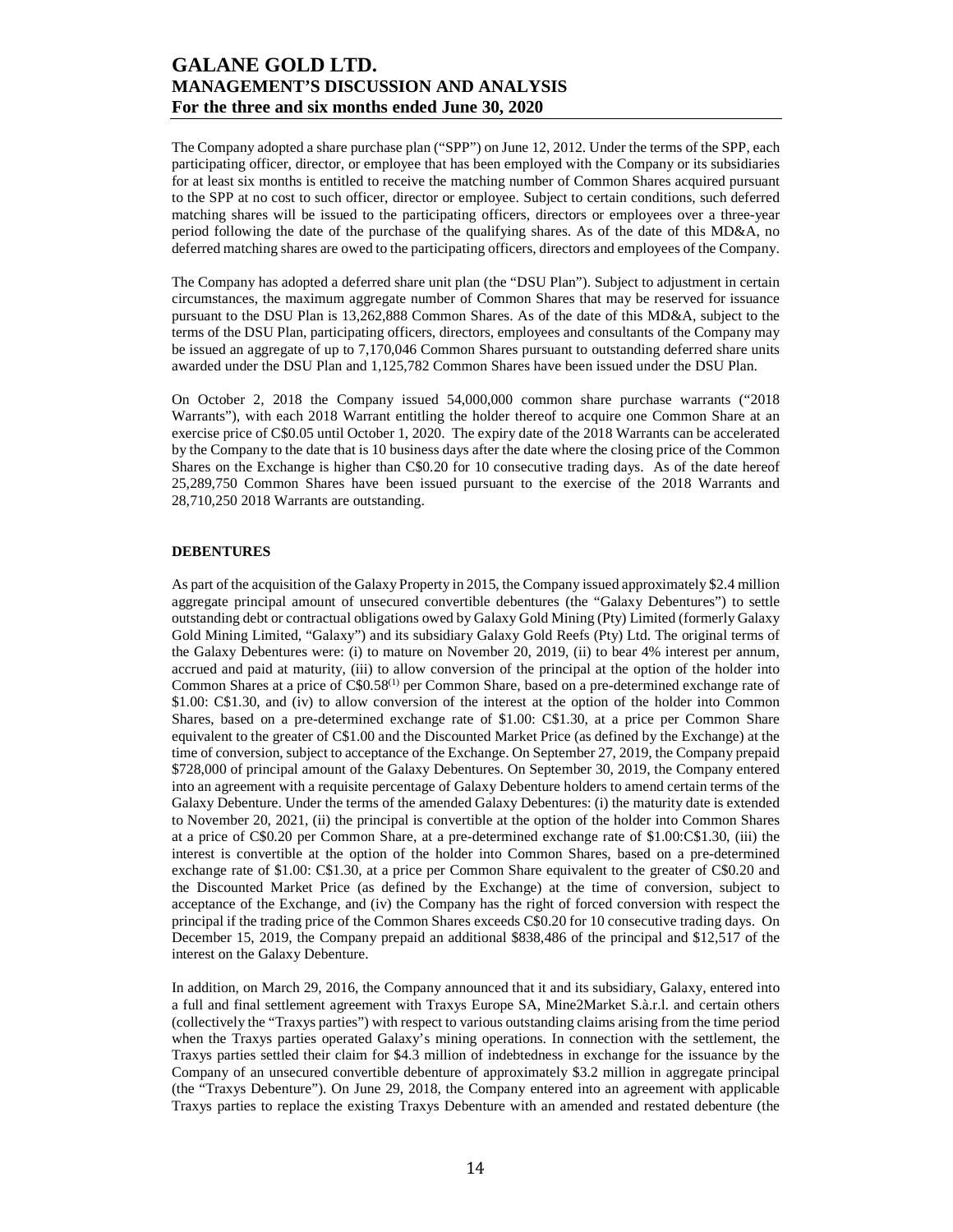The Company adopted a share purchase plan ("SPP") on June 12, 2012. Under the terms of the SPP, each participating officer, director, or employee that has been employed with the Company or its subsidiaries for at least six months is entitled to receive the matching number of Common Shares acquired pursuant to the SPP at no cost to such officer, director or employee. Subject to certain conditions, such deferred matching shares will be issued to the participating officers, directors or employees over a three-year period following the date of the purchase of the qualifying shares. As of the date of this MD&A, no deferred matching shares are owed to the participating officers, directors and employees of the Company.

The Company has adopted a deferred share unit plan (the "DSU Plan"). Subject to adjustment in certain circumstances, the maximum aggregate number of Common Shares that may be reserved for issuance pursuant to the DSU Plan is 13,262,888 Common Shares. As of the date of this MD&A, subject to the terms of the DSU Plan, participating officers, directors, employees and consultants of the Company may be issued an aggregate of up to 7,170,046 Common Shares pursuant to outstanding deferred share units awarded under the DSU Plan and 1,125,782 Common Shares have been issued under the DSU Plan.

On October 2, 2018 the Company issued 54,000,000 common share purchase warrants ("2018 Warrants"), with each 2018 Warrant entitling the holder thereof to acquire one Common Share at an exercise price of C$0.05 until October 1, 2020. The expiry date of the 2018 Warrants can be accelerated by the Company to the date that is 10 business days after the date where the closing price of the Common Shares on the Exchange is higher than C$0.20 for 10 consecutive trading days. As of the date hereof 25,289,750 Common Shares have been issued pursuant to the exercise of the 2018 Warrants and 28,710,250 2018 Warrants are outstanding.

**DEBENTURES**

As part of the acquisition of the Galaxy Property in 2015, the Company issued approximately $2.4 million aggregate principal amount of unsecured convertible debentures (the "Galaxy Debentures") to settle outstanding debt or contractual obligations owed by Galaxy Gold Mining (Pty) Limited (formerly Galaxy Gold Mining Limited, "Galaxy") and its subsidiary Galaxy Gold Reefs (Pty) Ltd. The original terms of the Galaxy Debentures were: (i) to mature on November 20, 2019, (ii) to bear 4% interest per annum, accrued and paid at maturity, (iii) to allow conversion of the principal at the option of the holder into Common Shares at a price of C$0.58[(1)] per Common Share, based on a pre-determined exchange rate of $1.00: C$1.30, and (iv) to allow conversion of the interest at the option of the holder into Common Shares, based on a pre-determined exchange rate of $1.00: C$1.30, at a price per Common Share equivalent to the greater of C$1.00 and the Discounted Market Price (as defined by the Exchange) at the time of conversion, subject to acceptance of the Exchange. On September 27, 2019, the Company prepaid $728,000 of principal amount of the Galaxy Debentures. On September 30, 2019, the Company entered into an agreement with a requisite percentage of Galaxy Debenture holders to amend certain terms of the Galaxy Debenture. Under the terms of the amended Galaxy Debentures: (i) the maturity date is extended to November 20, 2021, (ii) the principal is convertible at the option of the holder into Common Shares at a price of C$0.20 per Common Share, at a pre-determined exchange rate of $1.00:C$1.30, (iii) the interest is convertible at the option of the holder into Common Shares, based on a pre-determined exchange rate of $1.00: C$1.30, at a price per Common Share equivalent to the greater of C$0.20 and the Discounted Market Price (as defined by the Exchange) at the time of conversion, subject to acceptance of the Exchange, and (iv) the Company has the right of forced conversion with respect the principal if the trading price of the Common Shares exceeds C$0.20 for 10 consecutive trading days. On December 15, 2019, the Company prepaid an additional $838,486 of the principal and $12,517 of the interest on the Galaxy Debenture.

In addition, on March 29, 2016, the Company announced that it and its subsidiary, Galaxy, entered into a full and final settlement agreement with Traxys Europe SA, Mine2Market S.à.r.l. and certain others (collectively the "Traxys parties") with respect to various outstanding claims arising from the time period when the Traxys parties operated Galaxy's mining operations. In connection with the settlement, the Traxys parties settled their claim for $4.3 million of indebtedness in exchange for the issuance by the Company of an unsecured convertible debenture of approximately $3.2 million in aggregate principal (the "Traxys Debenture"). On June 29, 2018, the Company entered into an agreement with applicable Traxys parties to replace the existing Traxys Debenture with an amended and restated debenture (the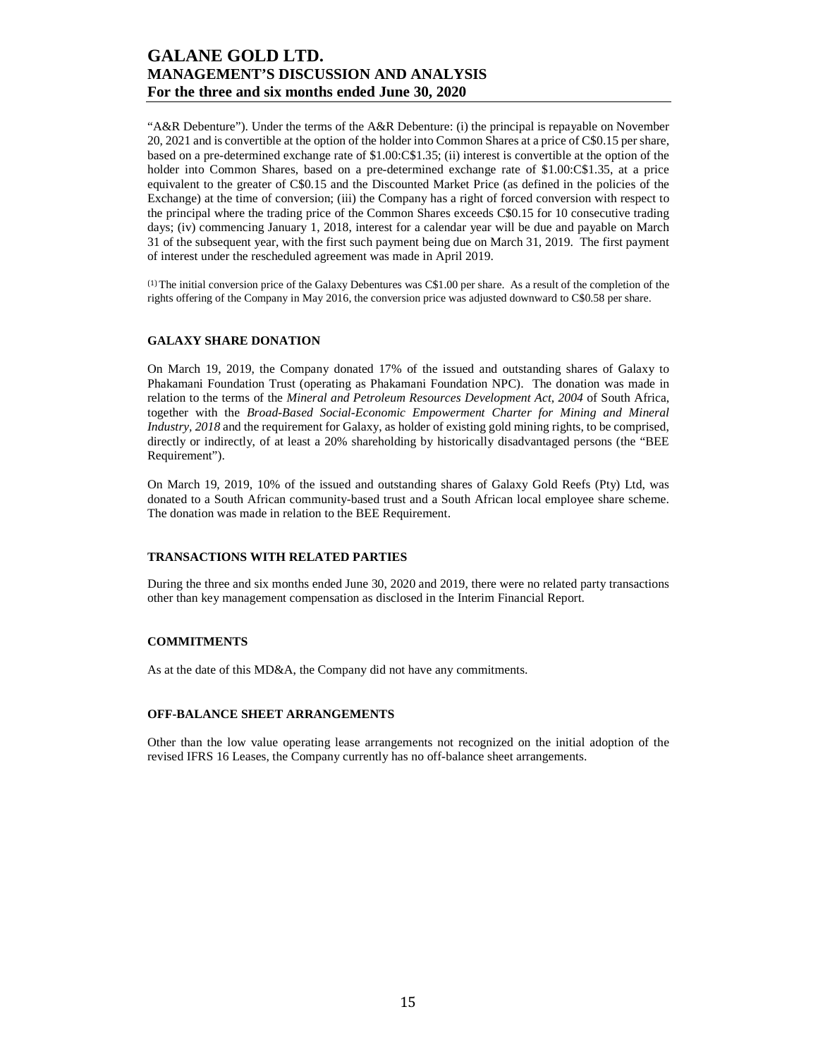"A&R Debenture"). Under the terms of the A&R Debenture: (i) the principal is repayable on November 20, 2021 and is convertible at the option of the holder into Common Shares at a price of C$0.15 per share, based on a pre-determined exchange rate of $1.00:C$1.35; (ii) interest is convertible at the option of the holder into Common Shares, based on a pre-determined exchange rate of $1.00:C$1.35, at a price equivalent to the greater of C$0.15 and the Discounted Market Price (as defined in the policies of the Exchange) at the time of conversion; (iii) the Company has a right of forced conversion with respect to the principal where the trading price of the Common Shares exceeds C$0.15 for 10 consecutive trading days; (iv) commencing January 1, 2018, interest for a calendar year will be due and payable on March 31 of the subsequent year, with the first such payment being due on March 31, 2019. The first payment of interest under the rescheduled agreement was made in April 2019.

(1) The initial conversion price of the Galaxy Debentures was C$1.00 per share. As a result of the completion of the rights offering of the Company in May 2016, the conversion price was adjusted downward to C$0.58 per share.

### GALAXY SHARE DONATION

On March 19, 2019, the Company donated 17% of the issued and outstanding shares of Galaxy to Phakamani Foundation Trust (operating as Phakamani Foundation NPC). The donation was made in relation to the terms of the *Mineral and Petroleum Resources Development Act, 2004* of South Africa, together with the *Broad-Based Social-Economic Empowerment Charter for Mining and Mineral Industry, 2018* and the requirement for Galaxy, as holder of existing gold mining rights, to be comprised, directly or indirectly, of at least a 20% shareholding by historically disadvantaged persons (the "BEE Requirement").

On March 19, 2019, 10% of the issued and outstanding shares of Galaxy Gold Reefs (Pty) Ltd, was donated to a South African community-based trust and a South African local employee share scheme. The donation was made in relation to the BEE Requirement.

### TRANSACTIONS WITH RELATED PARTIES

During the three and six months ended June 30, 2020 and 2019, there were no related party transactions other than key management compensation as disclosed in the Interim Financial Report.

### COMMITMENTS

As at the date of this MD&A, the Company did not have any commitments.

### OFF-BALANCE SHEET ARRANGEMENTS

Other than the low value operating lease arrangements not recognized on the initial adoption of the revised IFRS 16 Leases, the Company currently has no off-balance sheet arrangements.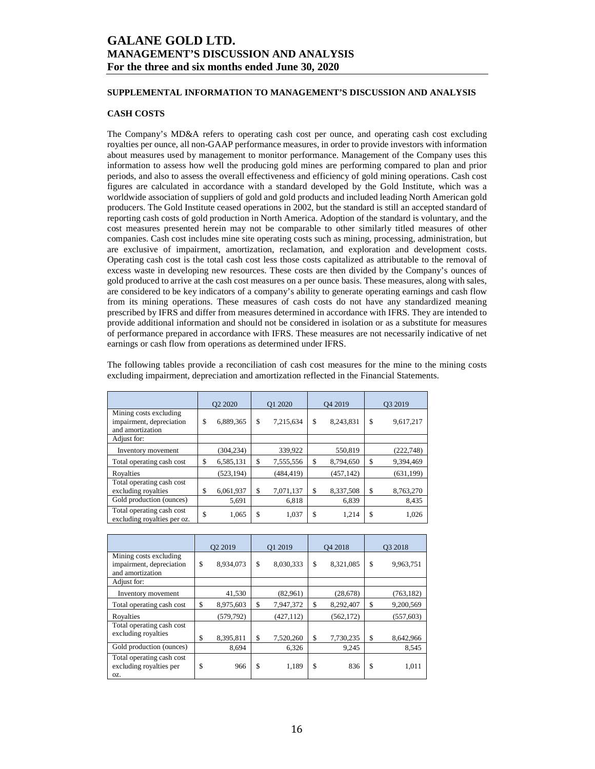# GALANE GOLD LTD.
# MANAGEMENT'S DISCUSSION AND ANALYSIS
# For the three and six months ended June 30, 2020

## SUPPLEMENTAL INFORMATION TO MANAGEMENT'S DISCUSSION AND ANALYSIS

### CASH COSTS

The Company's MD&A refers to operating cash cost per ounce, and operating cash cost excluding royalties per ounce, all non-GAAP performance measures, in order to provide investors with information about measures used by management to monitor performance. Management of the Company uses this information to assess how well the producing gold mines are performing compared to plan and prior periods, and also to assess the overall effectiveness and efficiency of gold mining operations. Cash cost figures are calculated in accordance with a standard developed by the Gold Institute, which was a worldwide association of suppliers of gold and gold products and included leading North American gold producers. The Gold Institute ceased operations in 2002, but the standard is still an accepted standard of reporting cash costs of gold production in North America. Adoption of the standard is voluntary, and the cost measures presented herein may not be comparable to other similarly titled measures of other companies. Cash cost includes mine site operating costs such as mining, processing, administration, but are exclusive of impairment, amortization, reclamation, and exploration and development costs. Operating cash cost is the total cash cost less those costs capitalized as attributable to the removal of excess waste in developing new resources. These costs are then divided by the Company's ounces of gold produced to arrive at the cash cost measures on a per ounce basis. These measures, along with sales, are considered to be key indicators of a company's ability to generate operating earnings and cash flow from its mining operations. These measures of cash costs do not have any standardized meaning prescribed by IFRS and differ from measures determined in accordance with IFRS. They are intended to provide additional information and should not be considered in isolation or as a substitute for measures of performance prepared in accordance with IFRS. These measures are not necessarily indicative of net earnings or cash flow from operations as determined under IFRS.

The following tables provide a reconciliation of cash cost measures for the mine to the mining costs excluding impairment, depreciation and amortization reflected in the Financial Statements.

| | Q2 2020 | Q1 2020 | Q4 2019 | Q3 2019 |
|---|---|---|---|---|
| Mining costs excluding impairment, depreciation and amortization | $ 6,889,365 | $ 7,215,634 | $ 8,243,831 | $ 9,617,217 |
| Adjust for: | | | | |
| Inventory movement | (304,234) | 339,922 | 550,819 | (222,748) |
| Total operating cash cost | $ 6,585,131 | $ 7,555,556 | $ 8,794,650 | $ 9,394,469 |
| Royalties | (523,194) | (484,419) | (457,142) | (631,199) |
| Total operating cash cost excluding royalties | $ 6,061,937 | $ 7,071,137 | $ 8,337,508 | $ 8,763,270 |
| Gold production (ounces) | 5,691 | 6,818 | 6,839 | 8,435 |
| Total operating cash cost excluding royalties per oz. | $ 1,065 | $ 1,037 | $ 1,214 | $ 1,026 |

| | Q2 2019 | Q1 2019 | Q4 2018 | Q3 2018 |
|---|---|---|---|---|
| Mining costs excluding impairment, depreciation and amortization | $ 8,934,073 | $ 8,030,333 | $ 8,321,085 | $ 9,963,751 |
| Adjust for: | | | | |
| Inventory movement | 41,530 | (82,961) | (28,678) | (763,182) |
| Total operating cash cost | $ 8,975,603 | $ 7,947,372 | $ 8,292,407 | $ 9,200,569 |
| Royalties | (579,792) | (427,112) | (562,172) | (557,603) |
| Total operating cash cost excluding royalties | $ 8,395,811 | $ 7,520,260 | $ 7,730,235 | $ 8,642,966 |
| Gold production (ounces) | 8,694 | 6,326 | 9,245 | 8,545 |
| Total operating cash cost excluding royalties per oz. | $ 966 | $ 1,189 | $ 836 | $ 1,011 |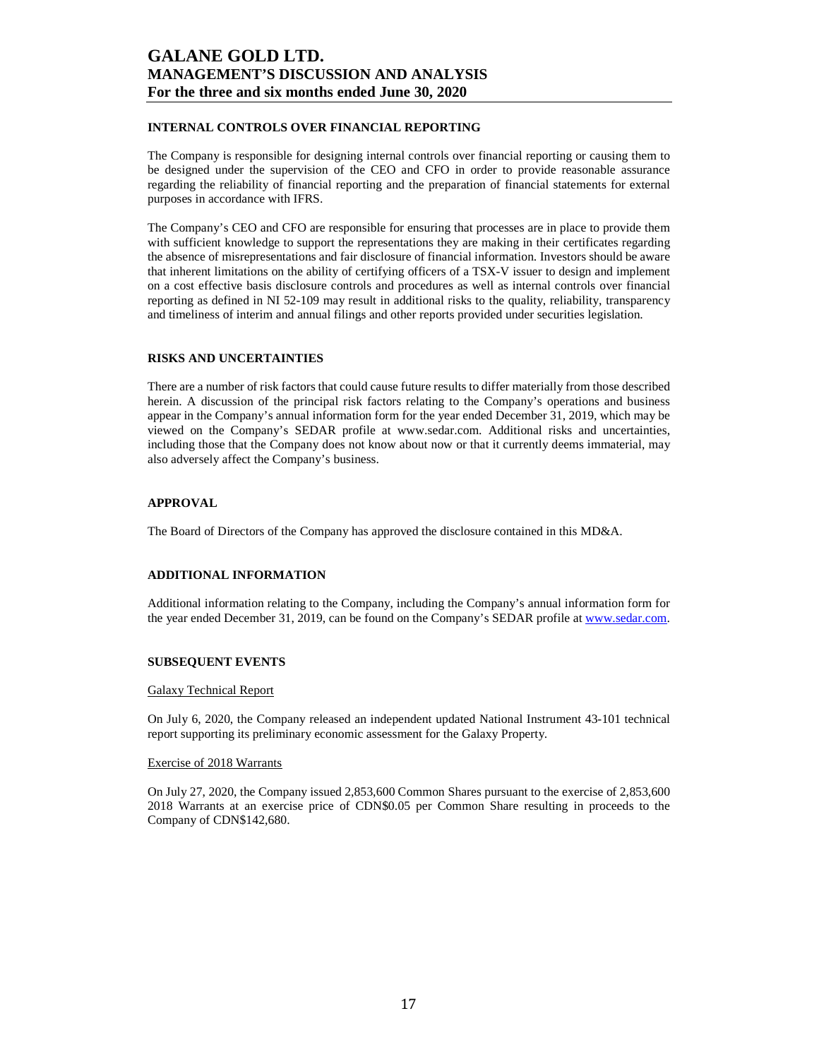## INTERNAL CONTROLS OVER FINANCIAL REPORTING

The Company is responsible for designing internal controls over financial reporting or causing them to be designed under the supervision of the CEO and CFO in order to provide reasonable assurance regarding the reliability of financial reporting and the preparation of financial statements for external purposes in accordance with IFRS.

The Company's CEO and CFO are responsible for ensuring that processes are in place to provide them with sufficient knowledge to support the representations they are making in their certificates regarding the absence of misrepresentations and fair disclosure of financial information. Investors should be aware that inherent limitations on the ability of certifying officers of a TSX-V issuer to design and implement on a cost effective basis disclosure controls and procedures as well as internal controls over financial reporting as defined in NI 52-109 may result in additional risks to the quality, reliability, transparency and timeliness of interim and annual filings and other reports provided under securities legislation.

## RISKS AND UNCERTAINTIES

There are a number of risk factors that could cause future results to differ materially from those described herein. A discussion of the principal risk factors relating to the Company's operations and business appear in the Company's annual information form for the year ended December 31, 2019, which may be viewed on the Company's SEDAR profile at www.sedar.com. Additional risks and uncertainties, including those that the Company does not know about now or that it currently deems immaterial, may also adversely affect the Company's business.

## APPROVAL

The Board of Directors of the Company has approved the disclosure contained in this MD&A.

## ADDITIONAL INFORMATION

Additional information relating to the Company, including the Company's annual information form for the year ended December 31, 2019, can be found on the Company's SEDAR profile at www.sedar.com.

## SUBSEQUENT EVENTS

### Galaxy Technical Report

On July 6, 2020, the Company released an independent updated National Instrument 43-101 technical report supporting its preliminary economic assessment for the Galaxy Property.

### Exercise of 2018 Warrants

On July 27, 2020, the Company issued 2,853,600 Common Shares pursuant to the exercise of 2,853,600 2018 Warrants at an exercise price of CDN$0.05 per Common Share resulting in proceeds to the Company of CDN$142,680.